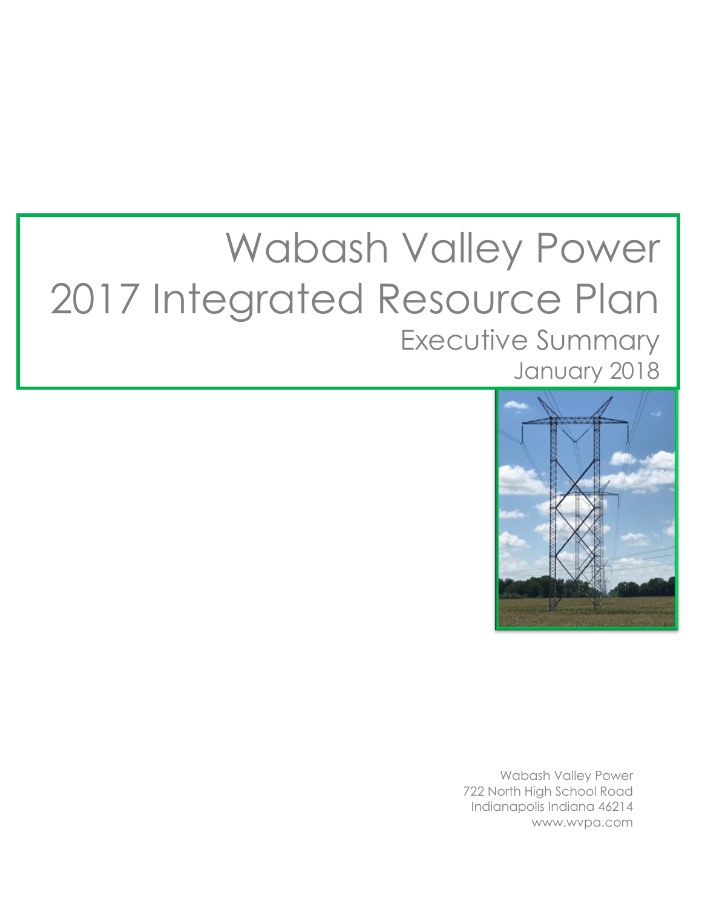# Wabash Valley Power 2017 Integrated Resource Plan

## Executive Summary

January 2018

Wabash Valley Power
722 North High School Road
Indianapolis Indiana 46214
www.wvpa.com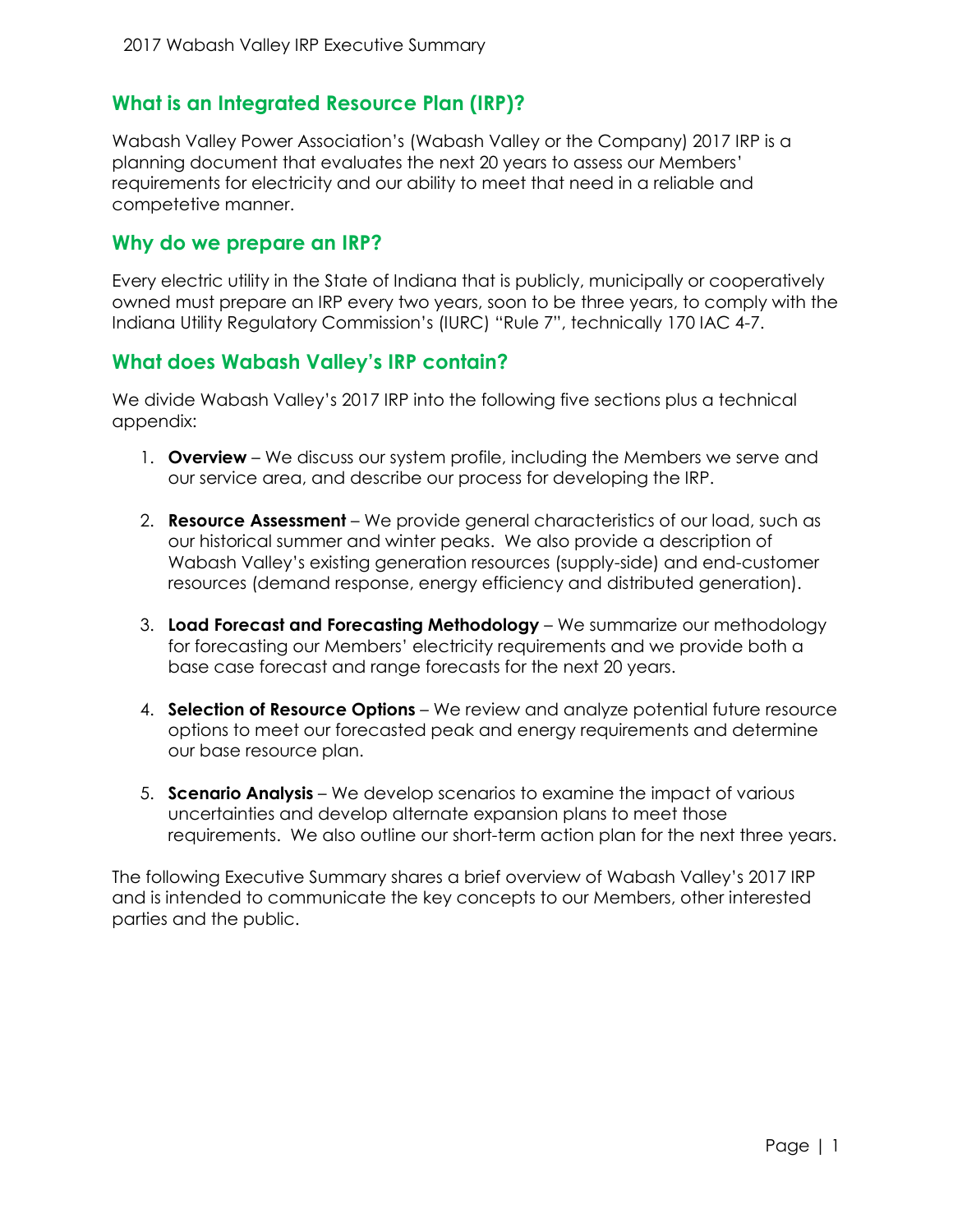## What is an Integrated Resource Plan (IRP)?

Wabash Valley Power Association's (Wabash Valley or the Company) 2017 IRP is a planning document that evaluates the next 20 years to assess our Members' requirements for electricity and our ability to meet that need in a reliable and competetive manner.

## Why do we prepare an IRP?

Every electric utility in the State of Indiana that is publicly, municipally or cooperatively owned must prepare an IRP every two years, soon to be three years, to comply with the Indiana Utility Regulatory Commission's (IURC) "Rule 7", technically 170 IAC 4-7.

## What does Wabash Valley's IRP contain?

We divide Wabash Valley's 2017 IRP into the following five sections plus a technical appendix:

1. **Overview** – We discuss our system profile, including the Members we serve and our service area, and describe our process for developing the IRP.

2. **Resource Assessment** – We provide general characteristics of our load, such as our historical summer and winter peaks. We also provide a description of Wabash Valley's existing generation resources (supply-side) and end-customer resources (demand response, energy efficiency and distributed generation).

3. **Load Forecast and Forecasting Methodology** – We summarize our methodology for forecasting our Members' electricity requirements and we provide both a base case forecast and range forecasts for the next 20 years.

4. **Selection of Resource Options** – We review and analyze potential future resource options to meet our forecasted peak and energy requirements and determine our base resource plan.

5. **Scenario Analysis** – We develop scenarios to examine the impact of various uncertainties and develop alternate expansion plans to meet those requirements. We also outline our short-term action plan for the next three years.

The following Executive Summary shares a brief overview of Wabash Valley's 2017 IRP and is intended to communicate the key concepts to our Members, other interested parties and the public.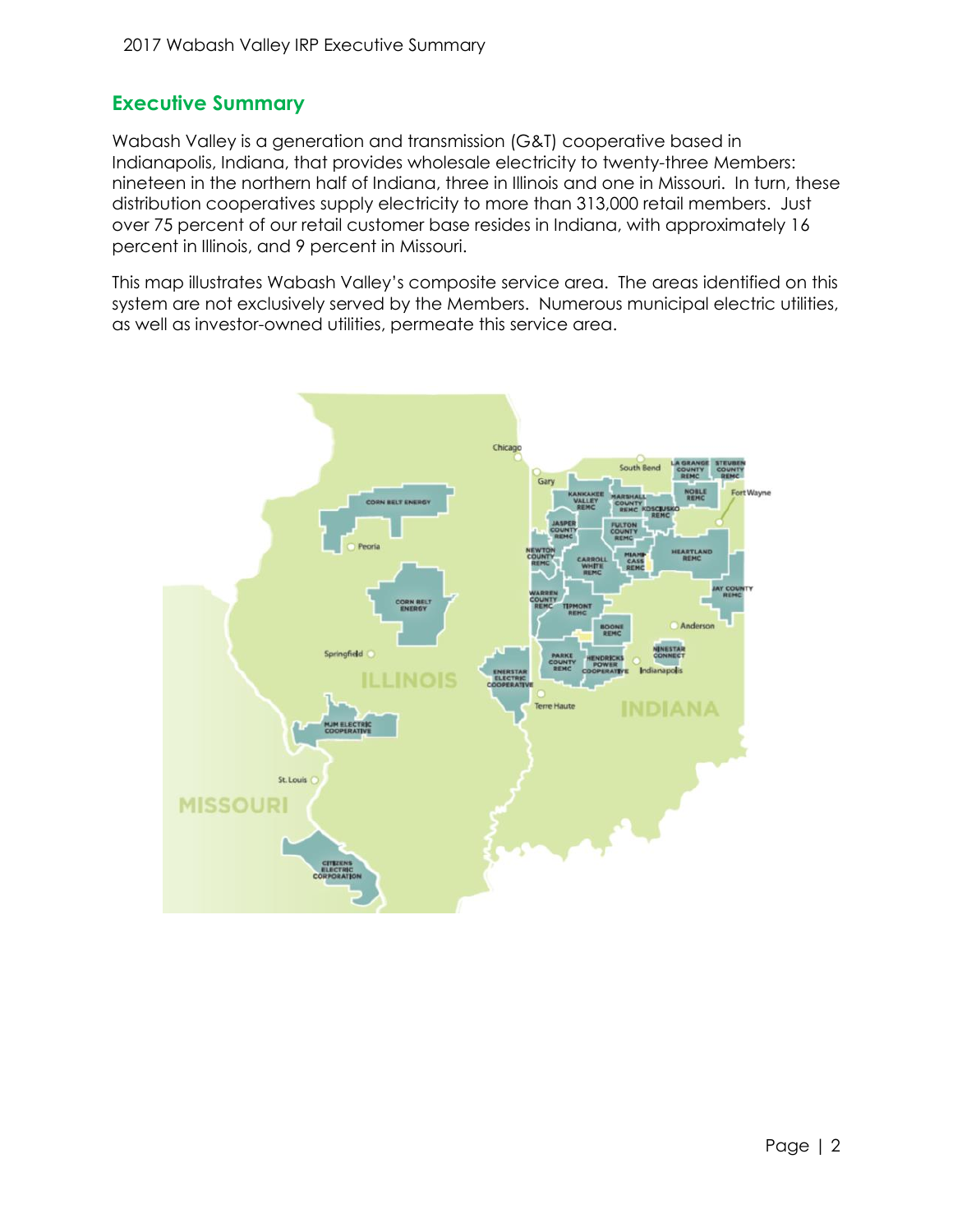## Executive Summary

Wabash Valley is a generation and transmission (G&T) cooperative based in Indianapolis, Indiana, that provides wholesale electricity to twenty-three Members: nineteen in the northern half of Indiana, three in Illinois and one in Missouri. In turn, these distribution cooperatives supply electricity to more than 313,000 retail members. Just over 75 percent of our retail customer base resides in Indiana, with approximately 16 percent in Illinois, and 9 percent in Missouri.

This map illustrates Wabash Valley's composite service area. The areas identified on this system are not exclusively served by the Members. Numerous municipal electric utilities, as well as investor-owned utilities, permeate this service area.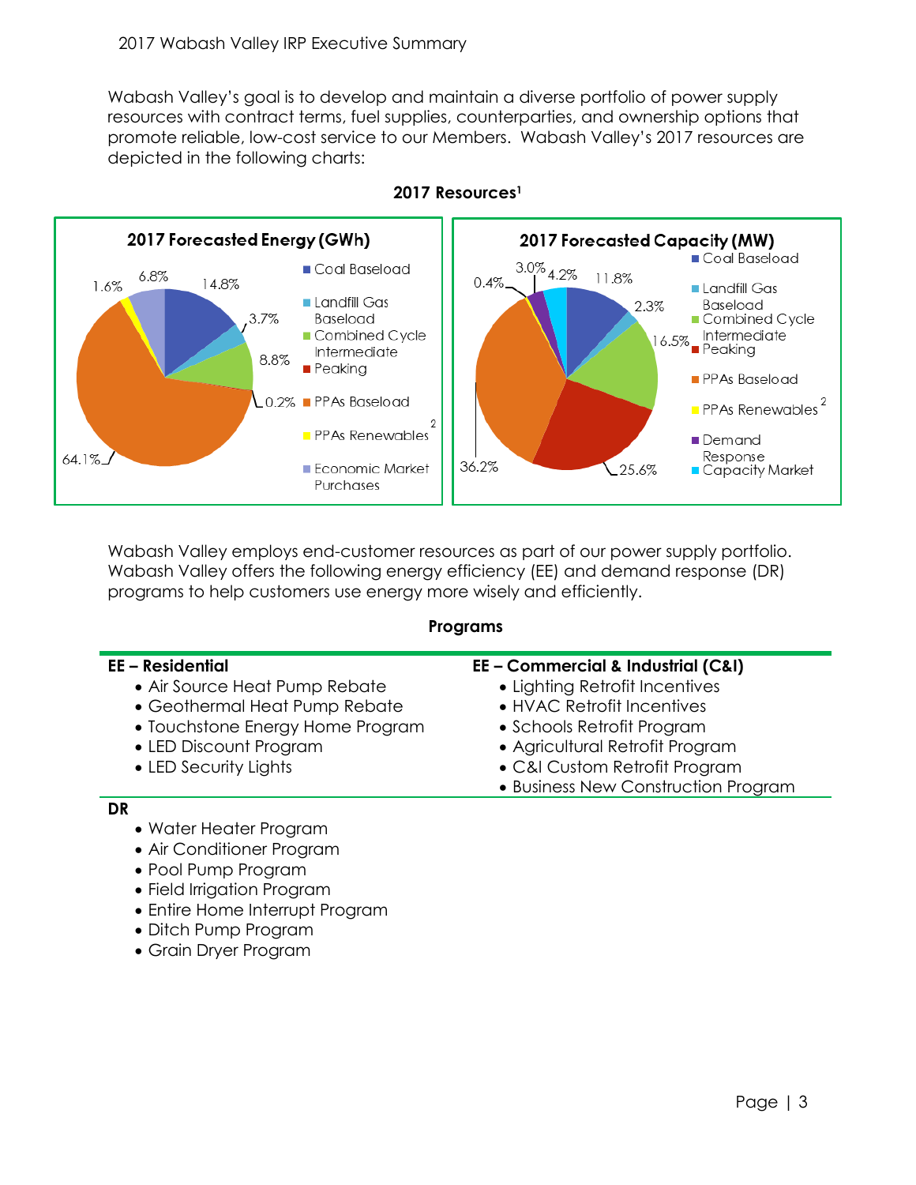Wabash Valley's goal is to develop and maintain a diverse portfolio of power supply resources with contract terms, fuel supplies, counterparties, and ownership options that promote reliable, low-cost service to our Members. Wabash Valley's 2017 resources are depicted in the following charts:

**2017 Resources[1]**

**2017 Forecasted Energy (GWh)**

| Resource | Share |
|---|---|
| Coal Baseload | 14.8% |
| Landfill Gas Baseload | 3.7% |
| Combined Cycle Intermediate | 8.8% |
| Peaking | 0.2% |
| PPAs Baseload | 64.1% |
| PPAs Renewables[2] | 1.6% |
| Economic Market Purchases | 6.8% |

**2017 Forecasted Capacity (MW)**

| Resource | Share |
|---|---|
| Coal Baseload | 11.8% |
| Landfill Gas Baseload | 2.3% |
| Combined Cycle Intermediate | 16.5% |
| Peaking | 25.6% |
| PPAs Baseload | 36.2% |
| PPAs Renewables[2] | 0.4% |
| Demand Response | 3.0% |
| Capacity Market | 4.2% |

Wabash Valley employs end-customer resources as part of our power supply portfolio. Wabash Valley offers the following energy efficiency (EE) and demand response (DR) programs to help customers use energy more wisely and efficiently.

**Programs**

**EE – Residential**
- Air Source Heat Pump Rebate
- Geothermal Heat Pump Rebate
- Touchstone Energy Home Program
- LED Discount Program
- LED Security Lights

**EE – Commercial & Industrial (C&I)**
- Lighting Retrofit Incentives
- HVAC Retrofit Incentives
- Schools Retrofit Program
- Agricultural Retrofit Program
- C&I Custom Retrofit Program
- Business New Construction Program

**DR**
- Water Heater Program
- Air Conditioner Program
- Pool Pump Program
- Field Irrigation Program
- Entire Home Interrupt Program
- Ditch Pump Program
- Grain Dryer Program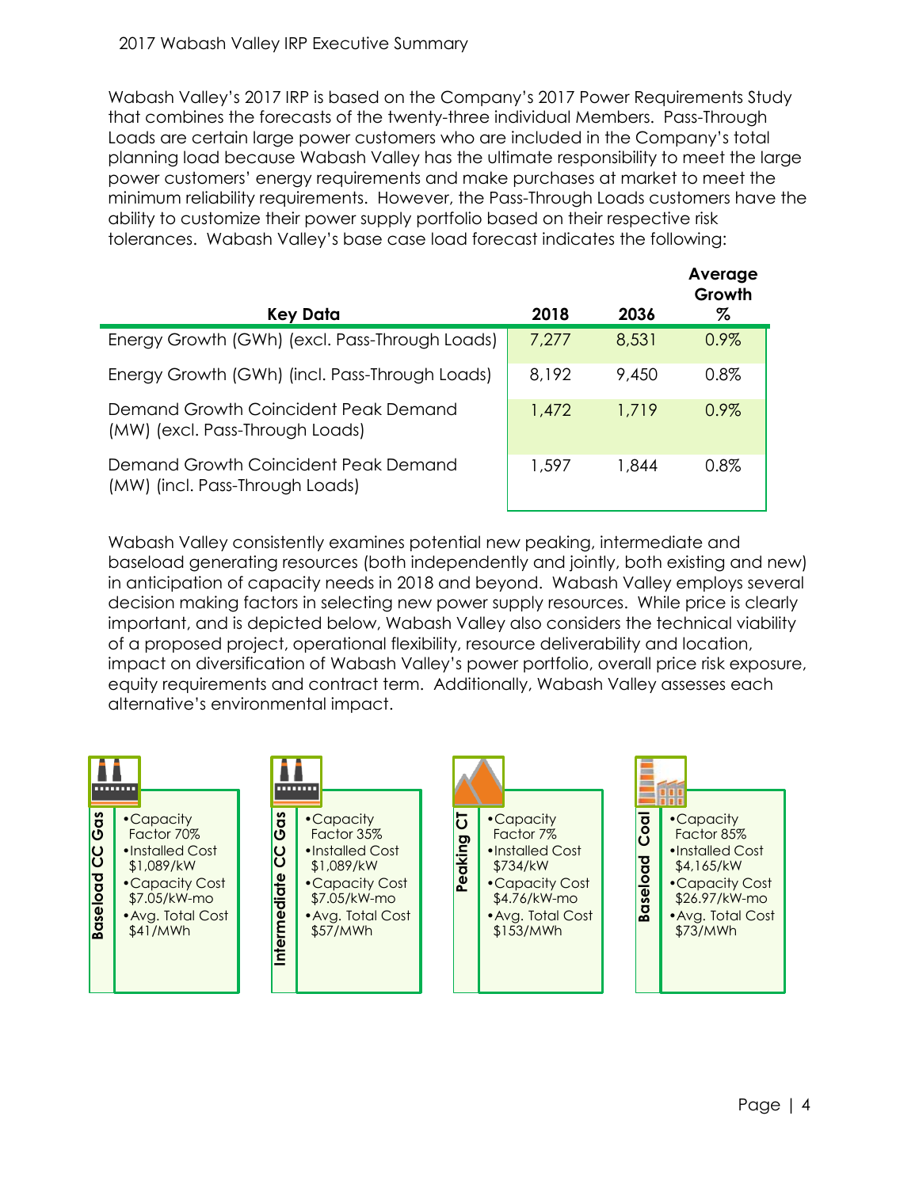Wabash Valley's 2017 IRP is based on the Company's 2017 Power Requirements Study that combines the forecasts of the twenty-three individual Members. Pass-Through Loads are certain large power customers who are included in the Company's total planning load because Wabash Valley has the ultimate responsibility to meet the large power customers' energy requirements and make purchases at market to meet the minimum reliability requirements. However, the Pass-Through Loads customers have the ability to customize their power supply portfolio based on their respective risk tolerances. Wabash Valley's base case load forecast indicates the following:

| Key Data | 2018 | 2036 | Average Growth % |
|---|---|---|---|
| Energy Growth (GWh) (excl. Pass-Through Loads) | 7,277 | 8,531 | 0.9% |
| Energy Growth (GWh) (incl. Pass-Through Loads) | 8,192 | 9,450 | 0.8% |
| Demand Growth Coincident Peak Demand (MW) (excl. Pass-Through Loads) | 1,472 | 1,719 | 0.9% |
| Demand Growth Coincident Peak Demand (MW) (incl. Pass-Through Loads) | 1,597 | 1,844 | 0.8% |

Wabash Valley consistently examines potential new peaking, intermediate and baseload generating resources (both independently and jointly, both existing and new) in anticipation of capacity needs in 2018 and beyond. Wabash Valley employs several decision making factors in selecting new power supply resources. While price is clearly important, and is depicted below, Wabash Valley also considers the technical viability of a proposed project, operational flexibility, resource deliverability and location, impact on diversification of Wabash Valley's power portfolio, overall price risk exposure, equity requirements and contract term. Additionally, Wabash Valley assesses each alternative's environmental impact.

**Baseload CC Gas**
- Capacity Factor 70%
- Installed Cost $1,089/kW
- Capacity Cost $7.05/kW-mo
- Avg. Total Cost $41/MWh

**Intermediate CC Gas**
- Capacity Factor 35%
- Installed Cost $1,089/kW
- Capacity Cost $7.05/kW-mo
- Avg. Total Cost $57/MWh

**Peaking CT**
- Capacity Factor 7%
- Installed Cost $734/kW
- Capacity Cost $4.76/kW-mo
- Avg. Total Cost $153/MWh

**Baseload Coal**
- Capacity Factor 85%
- Installed Cost $4,165/kW
- Capacity Cost $26.97/kW-mo
- Avg. Total Cost $73/MWh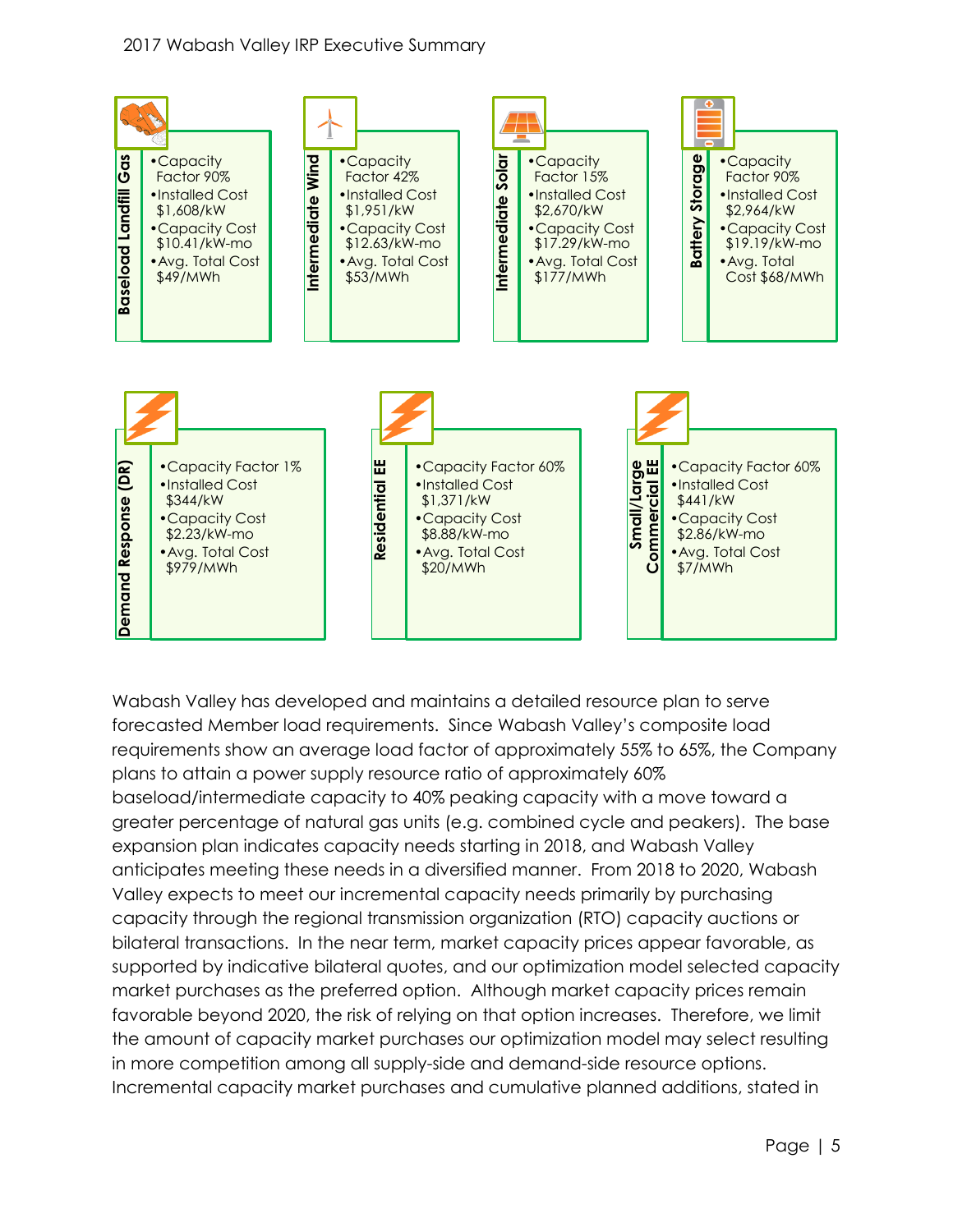**Baseload Landfill Gas**
- Capacity Factor 90%
- Installed Cost $1,608/kW
- Capacity Cost $10.41/kW-mo
- Avg. Total Cost $49/MWh

**Intermediate Wind**
- Capacity Factor 42%
- Installed Cost $1,951/kW
- Capacity Cost $12.63/kW-mo
- Avg. Total Cost $53/MWh

**Intermediate Solar**
- Capacity Factor 15%
- Installed Cost $2,670/kW
- Capacity Cost $17.29/kW-mo
- Avg. Total Cost $177/MWh

**Battery Storage**
- Capacity Factor 90%
- Installed Cost $2,964/kW
- Capacity Cost $19.19/kW-mo
- Avg. Total Cost $68/MWh

**Demand Response (DR)**
- Capacity Factor 1%
- Installed Cost $344/kW
- Capacity Cost $2.23/kW-mo
- Avg. Total Cost $979/MWh

**Residential EE**
- Capacity Factor 60%
- Installed Cost $1,371/kW
- Capacity Cost $8.88/kW-mo
- Avg. Total Cost $20/MWh

**Small/Large Commercial EE**
- Capacity Factor 60%
- Installed Cost $441/kW
- Capacity Cost $2.86/kW-mo
- Avg. Total Cost $7/MWh

Wabash Valley has developed and maintains a detailed resource plan to serve forecasted Member load requirements. Since Wabash Valley's composite load requirements show an average load factor of approximately 55% to 65%, the Company plans to attain a power supply resource ratio of approximately 60% baseload/intermediate capacity to 40% peaking capacity with a move toward a greater percentage of natural gas units (e.g. combined cycle and peakers). The base expansion plan indicates capacity needs starting in 2018, and Wabash Valley anticipates meeting these needs in a diversified manner. From 2018 to 2020, Wabash Valley expects to meet our incremental capacity needs primarily by purchasing capacity through the regional transmission organization (RTO) capacity auctions or bilateral transactions. In the near term, market capacity prices appear favorable, as supported by indicative bilateral quotes, and our optimization model selected capacity market purchases as the preferred option. Although market capacity prices remain favorable beyond 2020, the risk of relying on that option increases. Therefore, we limit the amount of capacity market purchases our optimization model may select resulting in more competition among all supply-side and demand-side resource options. Incremental capacity market purchases and cumulative planned additions, stated in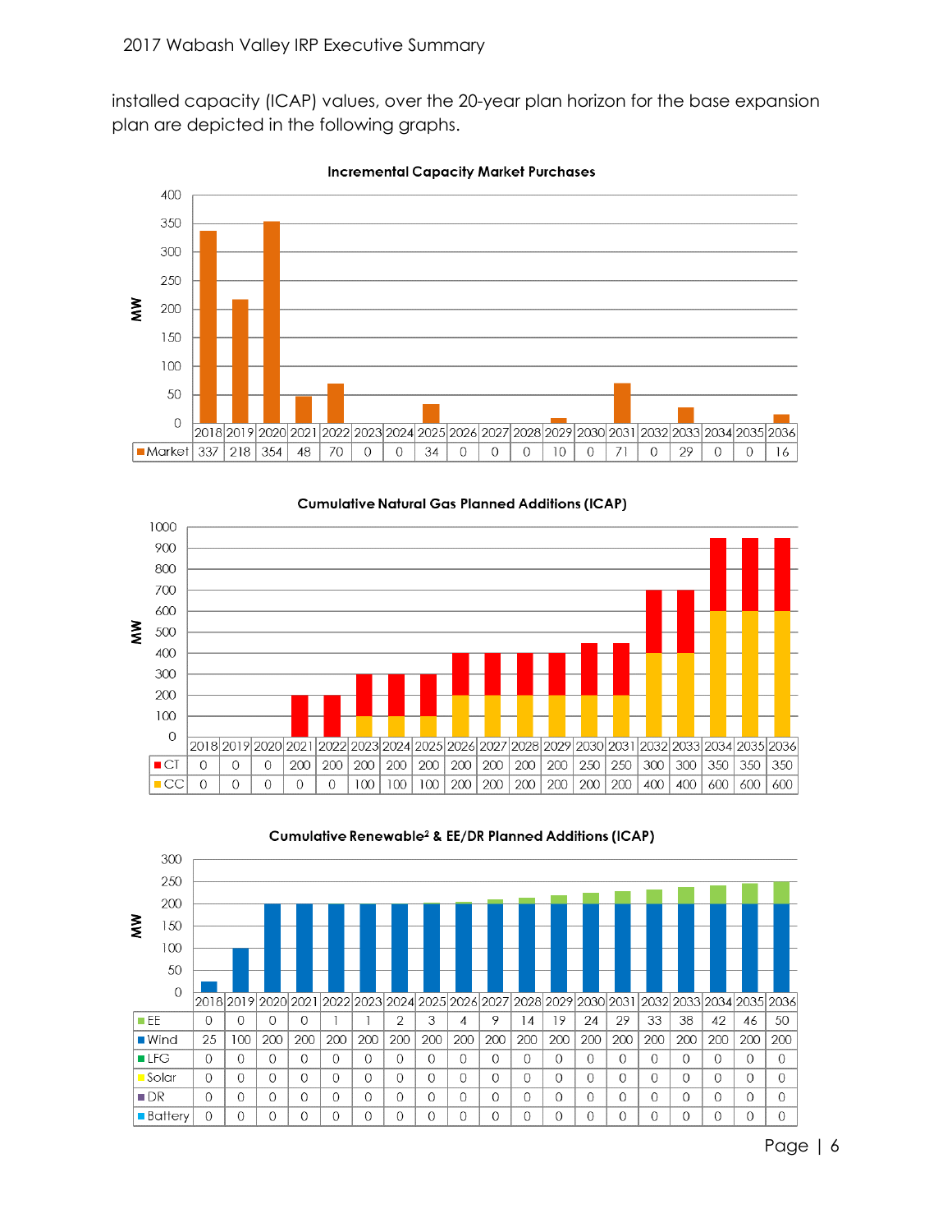installed capacity (ICAP) values, over the 20-year plan horizon for the base expansion plan are depicted in the following graphs.

**Incremental Capacity Market Purchases**

| | 2018 | 2019 | 2020 | 2021 | 2022 | 2023 | 2024 | 2025 | 2026 | 2027 | 2028 | 2029 | 2030 | 2031 | 2032 | 2033 | 2034 | 2035 | 2036 |
|---|---|---|---|---|---|---|---|---|---|---|---|---|---|---|---|---|---|---|---|
| Market | 337 | 218 | 354 | 48 | 70 | 0 | 0 | 34 | 0 | 0 | 0 | 10 | 0 | 71 | 0 | 29 | 0 | 0 | 16 |

**Cumulative Natural Gas Planned Additions (ICAP)**

| | 2018 | 2019 | 2020 | 2021 | 2022 | 2023 | 2024 | 2025 | 2026 | 2027 | 2028 | 2029 | 2030 | 2031 | 2032 | 2033 | 2034 | 2035 | 2036 |
|---|---|---|---|---|---|---|---|---|---|---|---|---|---|---|---|---|---|---|---|
| CT | 0 | 0 | 0 | 200 | 200 | 200 | 200 | 200 | 200 | 200 | 200 | 200 | 250 | 250 | 300 | 300 | 350 | 350 | 350 |
| CC | 0 | 0 | 0 | 0 | 0 | 100 | 100 | 100 | 200 | 200 | 200 | 200 | 200 | 200 | 400 | 400 | 600 | 600 | 600 |

**Cumulative Renewable[2] & EE/DR Planned Additions (ICAP)**

| | 2018 | 2019 | 2020 | 2021 | 2022 | 2023 | 2024 | 2025 | 2026 | 2027 | 2028 | 2029 | 2030 | 2031 | 2032 | 2033 | 2034 | 2035 | 2036 |
|---|---|---|---|---|---|---|---|---|---|---|---|---|---|---|---|---|---|---|---|
| EE | 0 | 0 | 0 | 0 | 1 | 1 | 2 | 3 | 4 | 9 | 14 | 19 | 24 | 29 | 33 | 38 | 42 | 46 | 50 |
| Wind | 25 | 100 | 200 | 200 | 200 | 200 | 200 | 200 | 200 | 200 | 200 | 200 | 200 | 200 | 200 | 200 | 200 | 200 | 200 |
| LFG | 0 | 0 | 0 | 0 | 0 | 0 | 0 | 0 | 0 | 0 | 0 | 0 | 0 | 0 | 0 | 0 | 0 | 0 | 0 |
| Solar | 0 | 0 | 0 | 0 | 0 | 0 | 0 | 0 | 0 | 0 | 0 | 0 | 0 | 0 | 0 | 0 | 0 | 0 | 0 |
| DR | 0 | 0 | 0 | 0 | 0 | 0 | 0 | 0 | 0 | 0 | 0 | 0 | 0 | 0 | 0 | 0 | 0 | 0 | 0 |
| Battery | 0 | 0 | 0 | 0 | 0 | 0 | 0 | 0 | 0 | 0 | 0 | 0 | 0 | 0 | 0 | 0 | 0 | 0 | 0 |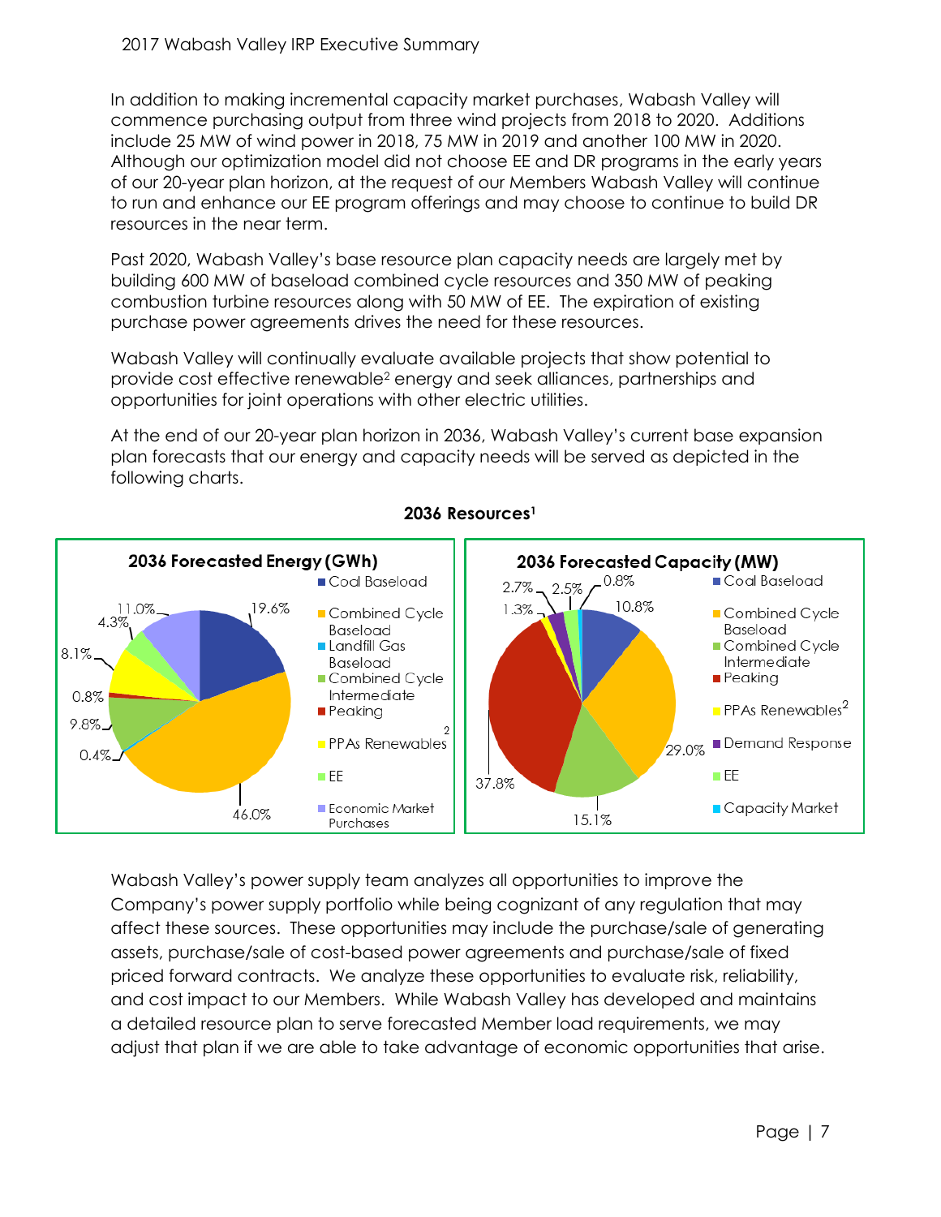In addition to making incremental capacity market purchases, Wabash Valley will commence purchasing output from three wind projects from 2018 to 2020. Additions include 25 MW of wind power in 2018, 75 MW in 2019 and another 100 MW in 2020. Although our optimization model did not choose EE and DR programs in the early years of our 20-year plan horizon, at the request of our Members Wabash Valley will continue to run and enhance our EE program offerings and may choose to continue to build DR resources in the near term.

Past 2020, Wabash Valley's base resource plan capacity needs are largely met by building 600 MW of baseload combined cycle resources and 350 MW of peaking combustion turbine resources along with 50 MW of EE. The expiration of existing purchase power agreements drives the need for these resources.

Wabash Valley will continually evaluate available projects that show potential to provide cost effective renewable[2] energy and seek alliances, partnerships and opportunities for joint operations with other electric utilities.

At the end of our 20-year plan horizon in 2036, Wabash Valley's current base expansion plan forecasts that our energy and capacity needs will be served as depicted in the following charts.

**2036 Resources[1]**

**2036 Forecasted Energy (GWh)**

| Resource | Share |
|---|---|
| Coal Baseload | 19.6% |
| Combined Cycle Baseload | 46.0% |
| Landfill Gas Baseload | 0.4% |
| Combined Cycle Intermediate | 9.8% |
| Peaking | 0.8% |
| PPAs Renewables[2] | 8.1% |
| EE | 4.3% |
| Economic Market Purchases | 11.0% |

**2036 Forecasted Capacity (MW)**

| Resource | Share |
|---|---|
| Coal Baseload | 10.8% |
| Combined Cycle Baseload | 29.0% |
| Combined Cycle Intermediate | 15.1% |
| Peaking | 37.8% |
| PPAs Renewables[2] | 1.3% |
| Demand Response | 2.7% |
| EE | 2.5% |
| Capacity Market | 0.8% |

Wabash Valley's power supply team analyzes all opportunities to improve the Company's power supply portfolio while being cognizant of any regulation that may affect these sources. These opportunities may include the purchase/sale of generating assets, purchase/sale of cost-based power agreements and purchase/sale of fixed priced forward contracts. We analyze these opportunities to evaluate risk, reliability, and cost impact to our Members. While Wabash Valley has developed and maintains a detailed resource plan to serve forecasted Member load requirements, we may adjust that plan if we are able to take advantage of economic opportunities that arise.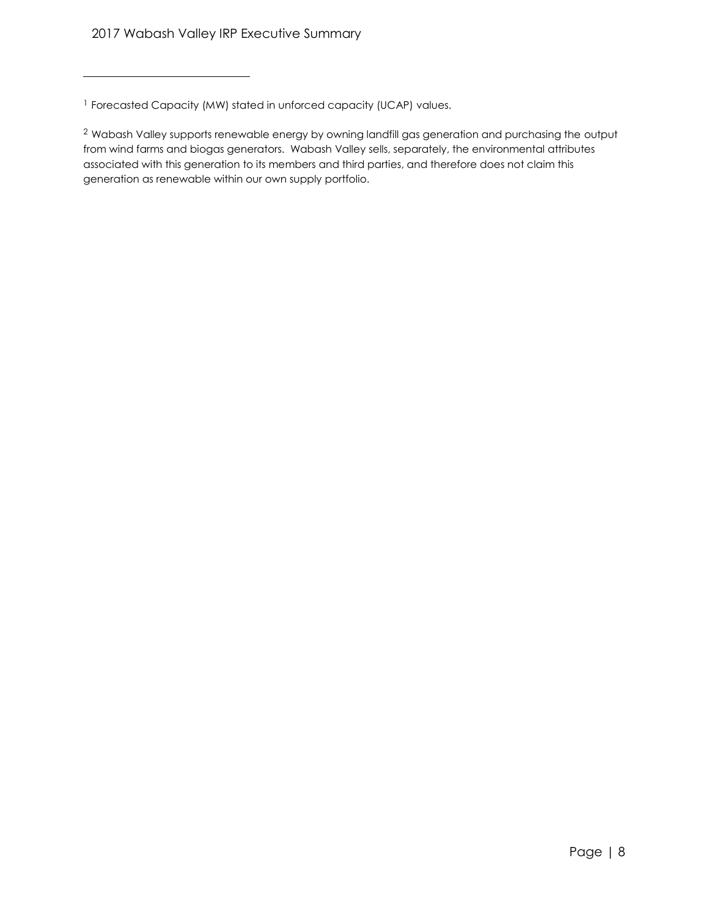[1] Forecasted Capacity (MW) stated in unforced capacity (UCAP) values.

[2] Wabash Valley supports renewable energy by owning landfill gas generation and purchasing the output from wind farms and biogas generators. Wabash Valley sells, separately, the environmental attributes associated with this generation to its members and third parties, and therefore does not claim this generation as renewable within our own supply portfolio.